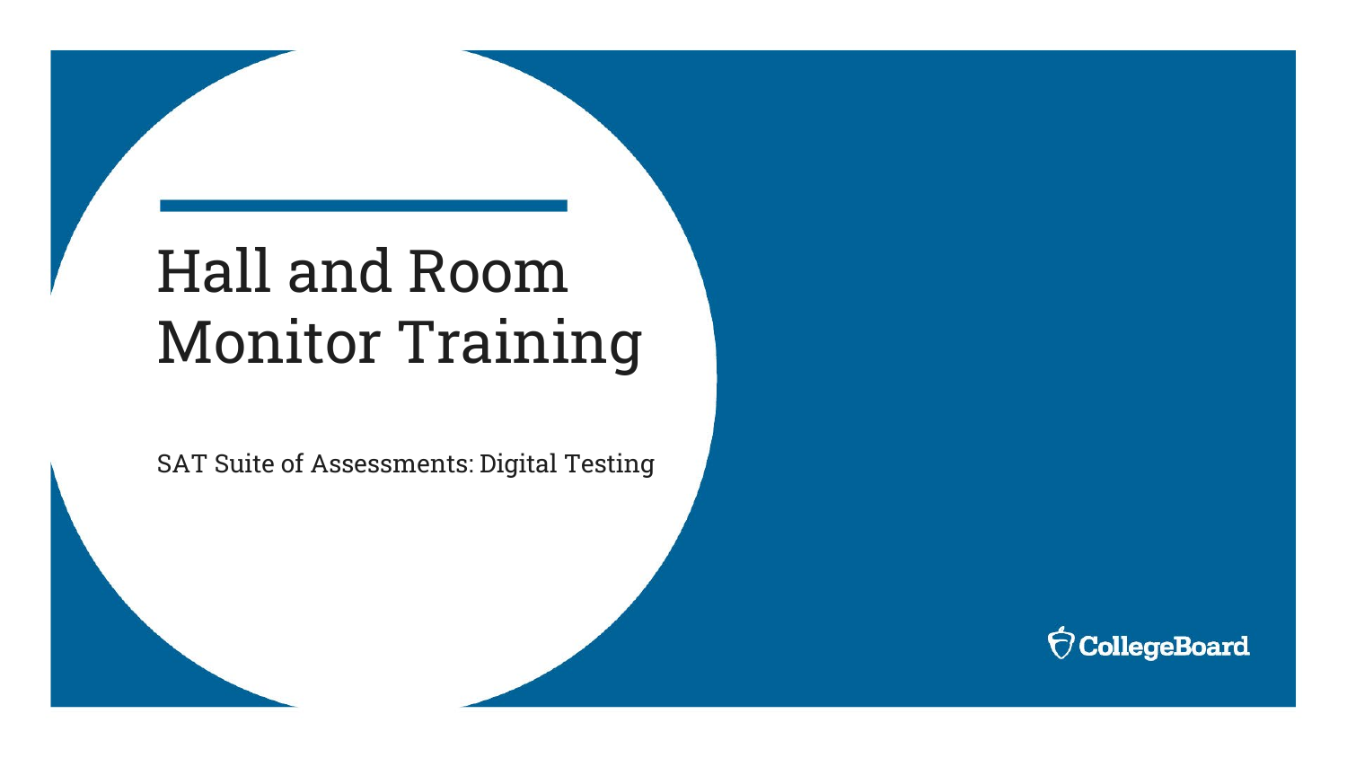# Hall and Room Monitor Training

SAT Suite of Assessments: Digital Testing

CollegeBoard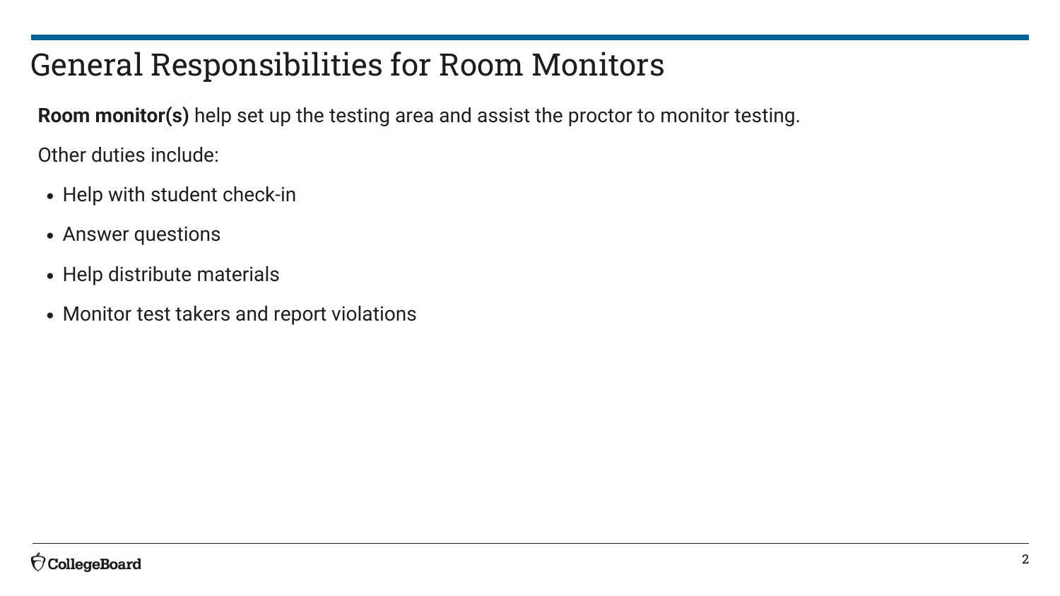# General Responsibilities for Room Monitors

**Room monitor(s)** help set up the testing area and assist the proctor to monitor testing.

Other duties include:

- Help with student check-in
- Answer questions
- Help distribute materials
- Monitor test takers and report violations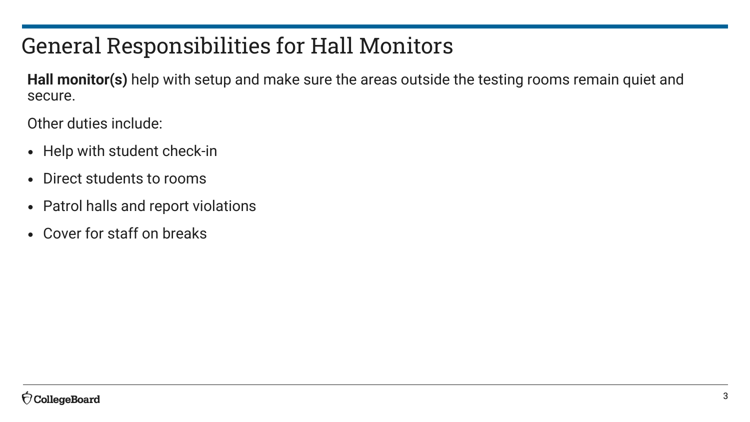# General Responsibilities for Hall Monitors

**Hall monitor(s)** help with setup and make sure the areas outside the testing rooms remain quiet and secure.

Other duties include:

- Help with student check-in
- Direct students to rooms
- Patrol halls and report violations
- Cover for staff on breaks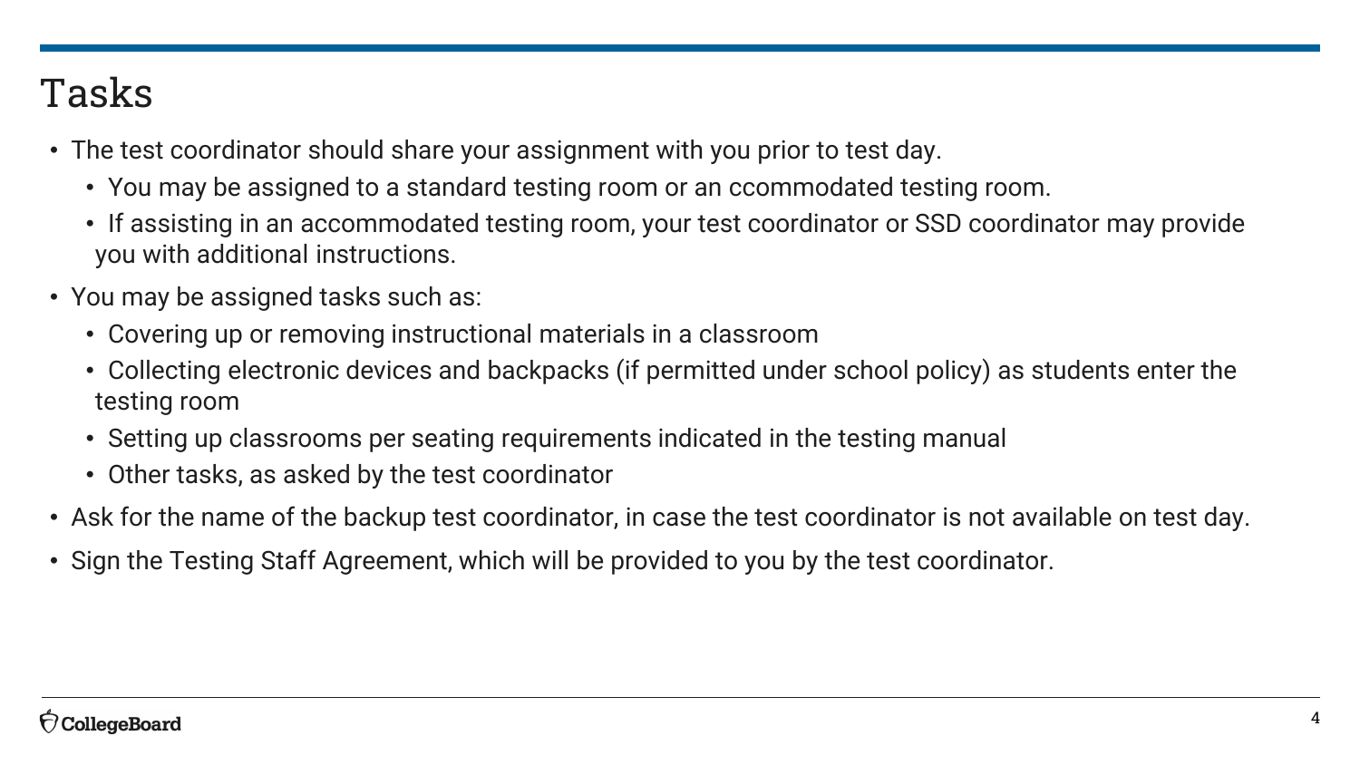# Tasks

- The test coordinator should share your assignment with you prior to test day.
  - You may be assigned to a standard testing room or an ccommodated testing room.
  - If assisting in an accommodated testing room, your test coordinator or SSD coordinator may provide you with additional instructions.
- You may be assigned tasks such as:
  - Covering up or removing instructional materials in a classroom
  - Collecting electronic devices and backpacks (if permitted under school policy) as students enter the testing room
  - Setting up classrooms per seating requirements indicated in the testing manual
  - Other tasks, as asked by the test coordinator
- Ask for the name of the backup test coordinator, in case the test coordinator is not available on test day.
- Sign the Testing Staff Agreement, which will be provided to you by the test coordinator.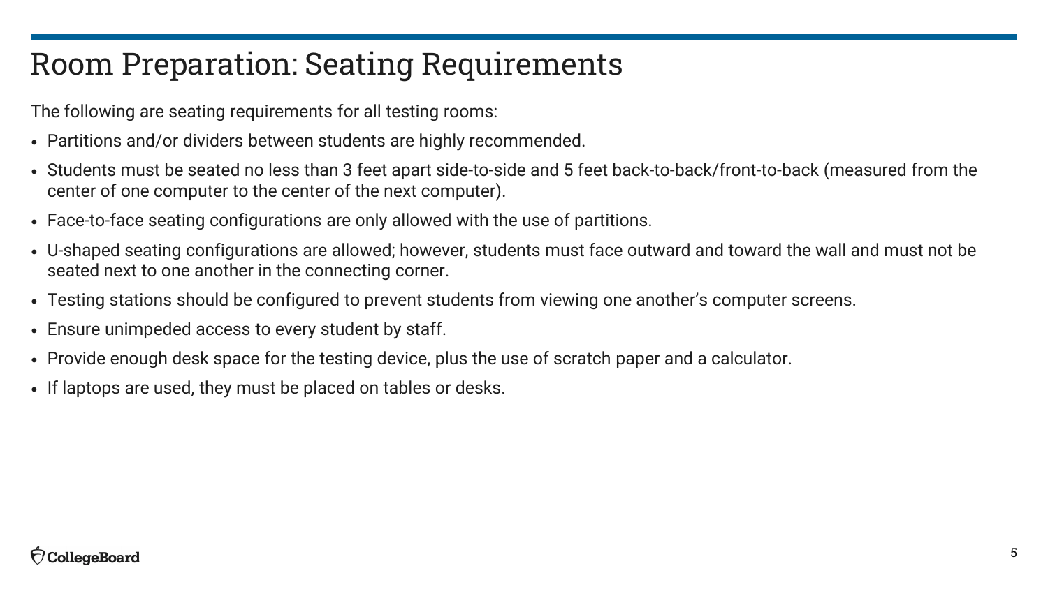# Room Preparation: Seating Requirements

The following are seating requirements for all testing rooms:

- Partitions and/or dividers between students are highly recommended.
- Students must be seated no less than 3 feet apart side-to-side and 5 feet back-to-back/front-to-back (measured from the center of one computer to the center of the next computer).
- Face-to-face seating configurations are only allowed with the use of partitions.
- U-shaped seating configurations are allowed; however, students must face outward and toward the wall and must not be seated next to one another in the connecting corner.
- Testing stations should be configured to prevent students from viewing one another's computer screens.
- Ensure unimpeded access to every student by staff.
- Provide enough desk space for the testing device, plus the use of scratch paper and a calculator.
- If laptops are used, they must be placed on tables or desks.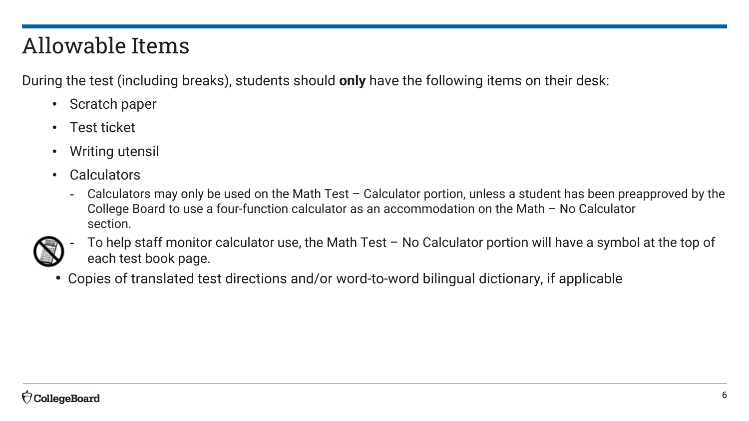# Allowable Items

During the test (including breaks), students should **only** have the following items on their desk:

- Scratch paper
- Test ticket
- Writing utensil
- Calculators
  - Calculators may only be used on the Math Test – Calculator portion, unless a student has been preapproved by the College Board to use a four-function calculator as an accommodation on the Math – No Calculator section.
  - To help staff monitor calculator use, the Math Test – No Calculator portion will have a symbol at the top of each test book page.
- Copies of translated test directions and/or word-to-word bilingual dictionary, if applicable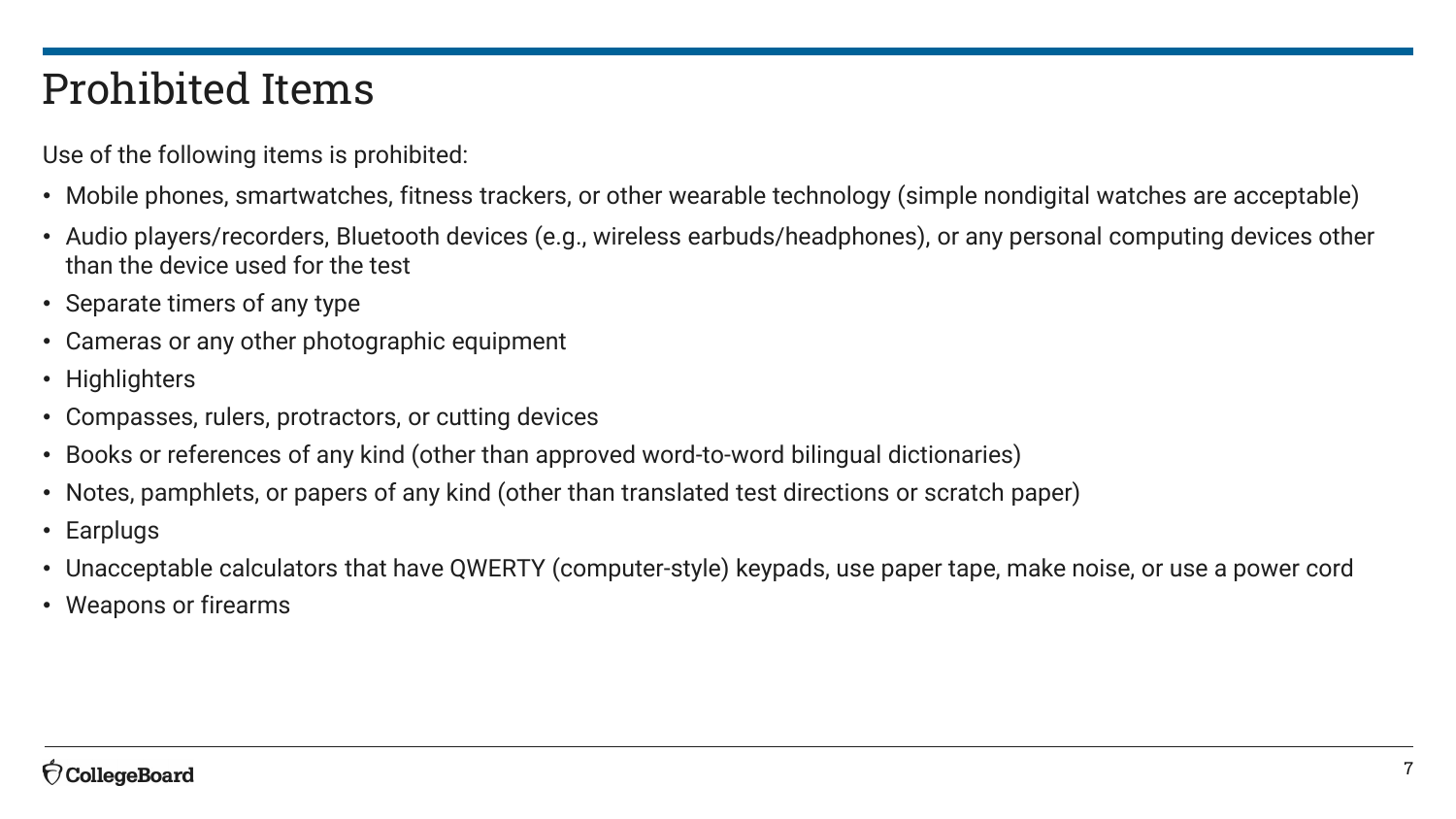# Prohibited Items

Use of the following items is prohibited:

- Mobile phones, smartwatches, fitness trackers, or other wearable technology (simple nondigital watches are acceptable)
- Audio players/recorders, Bluetooth devices (e.g., wireless earbuds/headphones), or any personal computing devices other than the device used for the test
- Separate timers of any type
- Cameras or any other photographic equipment
- Highlighters
- Compasses, rulers, protractors, or cutting devices
- Books or references of any kind (other than approved word-to-word bilingual dictionaries)
- Notes, pamphlets, or papers of any kind (other than translated test directions or scratch paper)
- Earplugs
- Unacceptable calculators that have QWERTY (computer-style) keypads, use paper tape, make noise, or use a power cord
- Weapons or firearms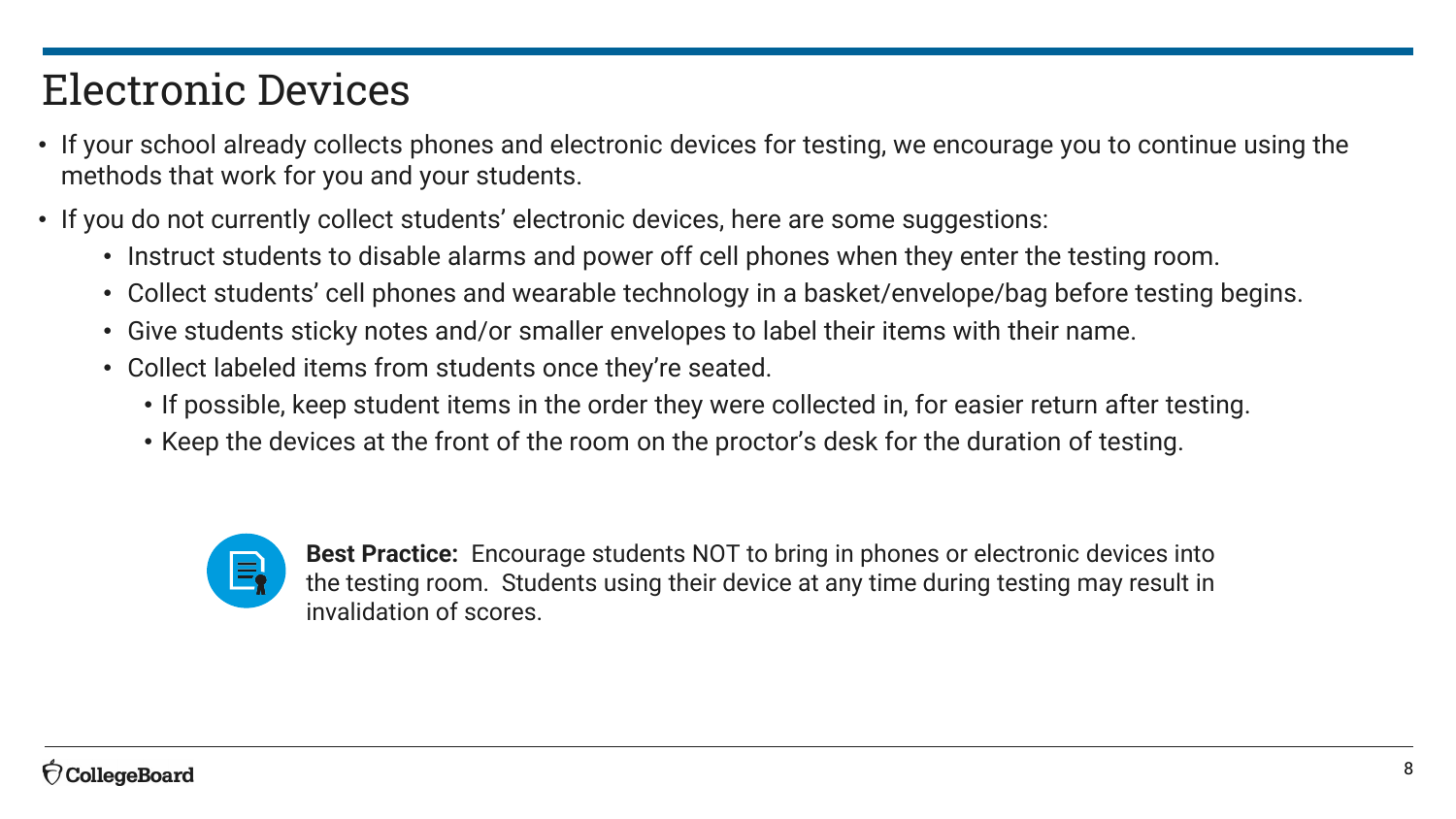# Electronic Devices

- If your school already collects phones and electronic devices for testing, we encourage you to continue using the methods that work for you and your students.
- If you do not currently collect students' electronic devices, here are some suggestions:
  - Instruct students to disable alarms and power off cell phones when they enter the testing room.
  - Collect students' cell phones and wearable technology in a basket/envelope/bag before testing begins.
  - Give students sticky notes and/or smaller envelopes to label their items with their name.
  - Collect labeled items from students once they're seated.
    - If possible, keep student items in the order they were collected in, for easier return after testing.
    - Keep the devices at the front of the room on the proctor's desk for the duration of testing.

**Best Practice:** Encourage students NOT to bring in phones or electronic devices into the testing room. Students using their device at any time during testing may result in invalidation of scores.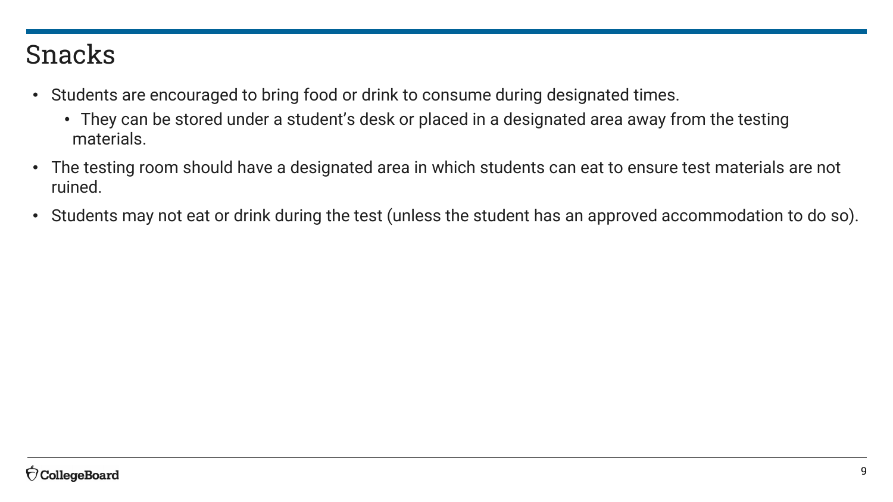# Snacks

- Students are encouraged to bring food or drink to consume during designated times.
  - They can be stored under a student's desk or placed in a designated area away from the testing materials.
- The testing room should have a designated area in which students can eat to ensure test materials are not ruined.
- Students may not eat or drink during the test (unless the student has an approved accommodation to do so).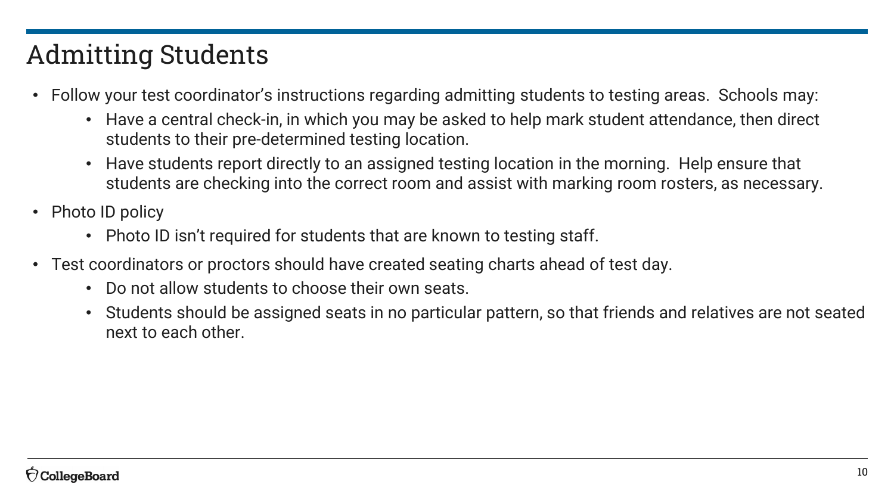# Admitting Students

- Follow your test coordinator's instructions regarding admitting students to testing areas. Schools may:
  - Have a central check-in, in which you may be asked to help mark student attendance, then direct students to their pre-determined testing location.
  - Have students report directly to an assigned testing location in the morning. Help ensure that students are checking into the correct room and assist with marking room rosters, as necessary.
- Photo ID policy
  - Photo ID isn't required for students that are known to testing staff.
- Test coordinators or proctors should have created seating charts ahead of test day.
  - Do not allow students to choose their own seats.
  - Students should be assigned seats in no particular pattern, so that friends and relatives are not seated next to each other.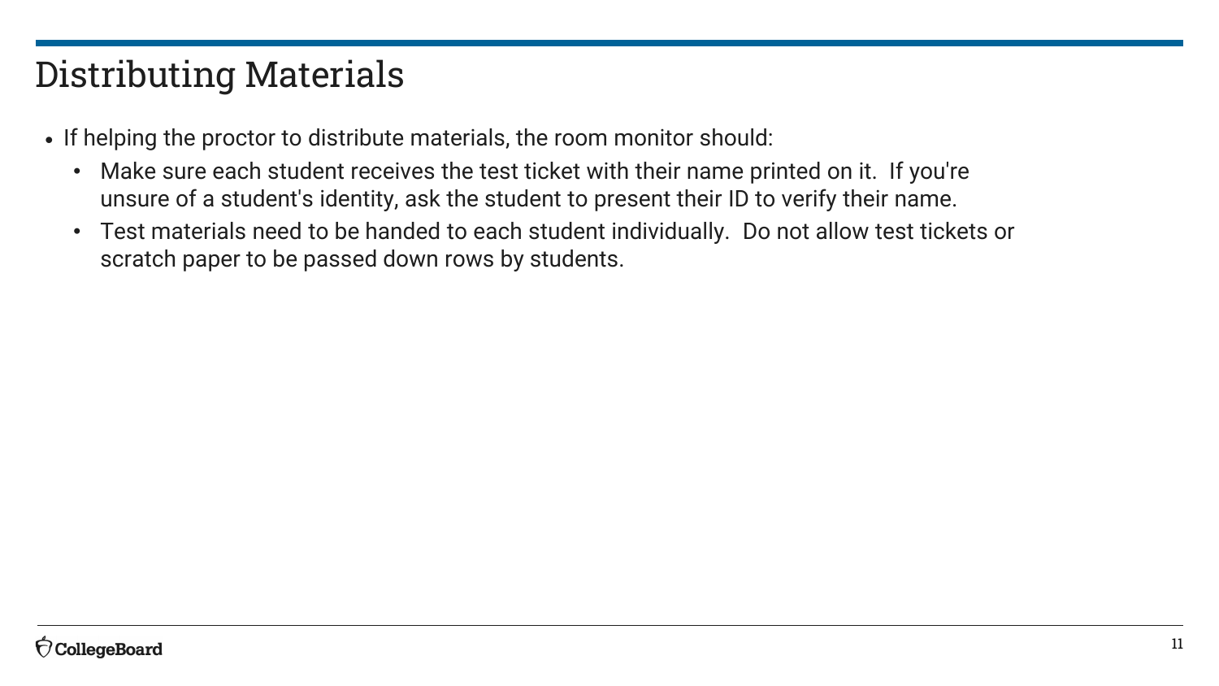# Distributing Materials

- If helping the proctor to distribute materials, the room monitor should:
  - Make sure each student receives the test ticket with their name printed on it. If you're unsure of a student's identity, ask the student to present their ID to verify their name.
  - Test materials need to be handed to each student individually. Do not allow test tickets or scratch paper to be passed down rows by students.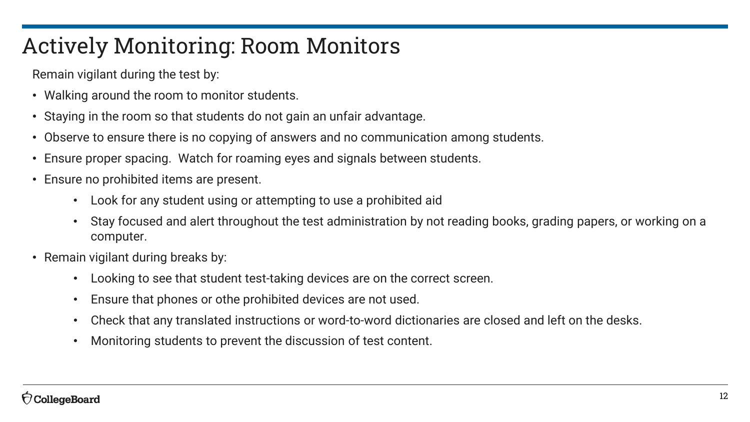# Actively Monitoring: Room Monitors

Remain vigilant during the test by:

- Walking around the room to monitor students.
- Staying in the room so that students do not gain an unfair advantage.
- Observe to ensure there is no copying of answers and no communication among students.
- Ensure proper spacing.  Watch for roaming eyes and signals between students.
- Ensure no prohibited items are present.
    - Look for any student using or attempting to use a prohibited aid
    - Stay focused and alert throughout the test administration by not reading books, grading papers, or working on a computer.
- Remain vigilant during breaks by:
    - Looking to see that student test-taking devices are on the correct screen.
    - Ensure that phones or othe prohibited devices are not used.
    - Check that any translated instructions or word-to-word dictionaries are closed and left on the desks.
    - Monitoring students to prevent the discussion of test content.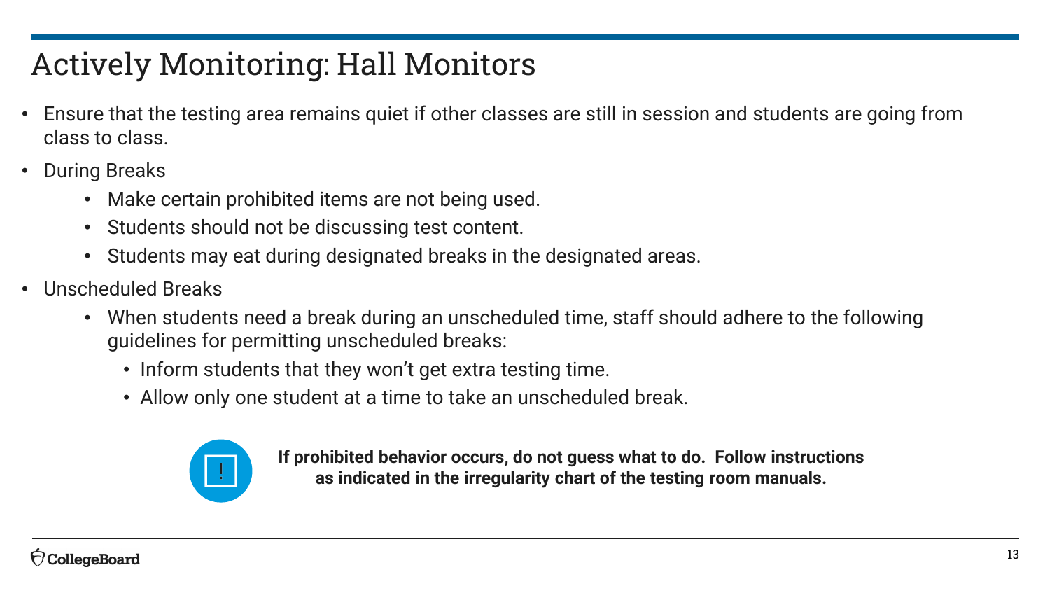# Actively Monitoring: Hall Monitors

- Ensure that the testing area remains quiet if other classes are still in session and students are going from class to class.
- During Breaks
  - Make certain prohibited items are not being used.
  - Students should not be discussing test content.
  - Students may eat during designated breaks in the designated areas.
- Unscheduled Breaks
  - When students need a break during an unscheduled time, staff should adhere to the following guidelines for permitting unscheduled breaks:
    - Inform students that they won't get extra testing time.
    - Allow only one student at a time to take an unscheduled break.

**If prohibited behavior occurs, do not guess what to do. Follow instructions as indicated in the irregularity chart of the testing room manuals.**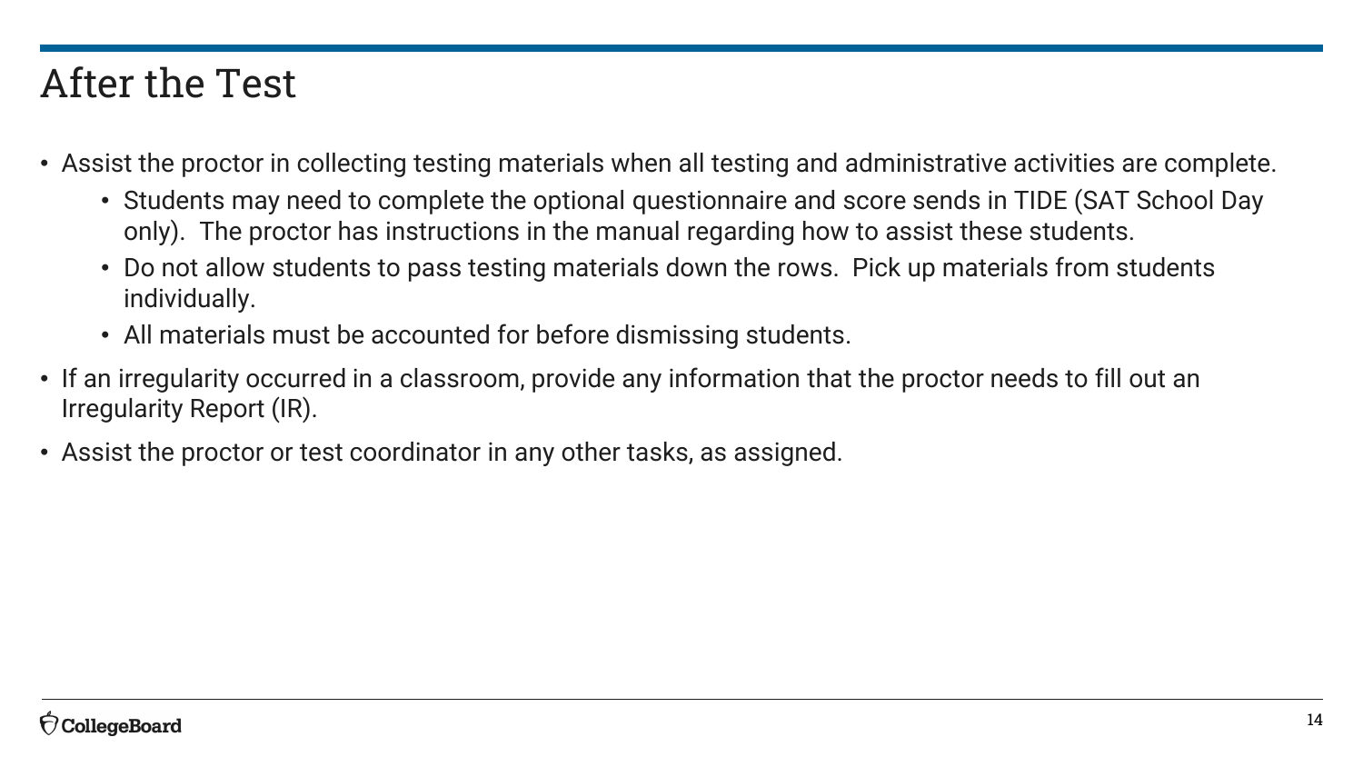# After the Test

- Assist the proctor in collecting testing materials when all testing and administrative activities are complete.
  - Students may need to complete the optional questionnaire and score sends in TIDE (SAT School Day only). The proctor has instructions in the manual regarding how to assist these students.
  - Do not allow students to pass testing materials down the rows. Pick up materials from students individually.
  - All materials must be accounted for before dismissing students.
- If an irregularity occurred in a classroom, provide any information that the proctor needs to fill out an Irregularity Report (IR).
- Assist the proctor or test coordinator in any other tasks, as assigned.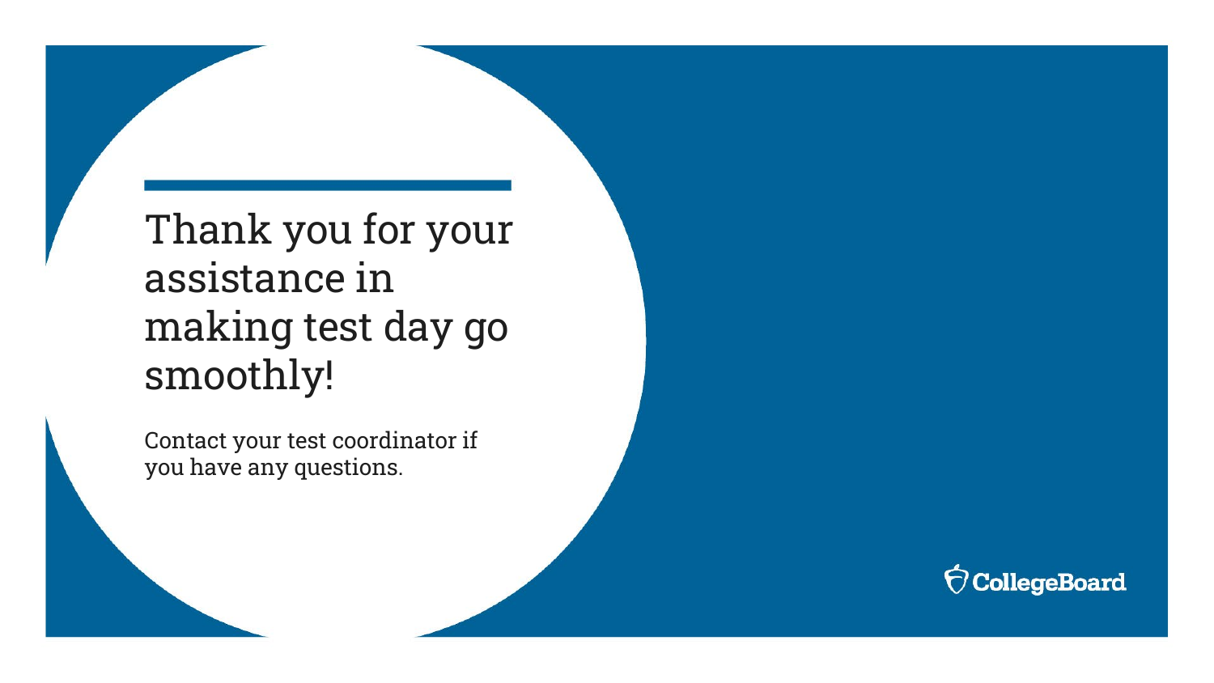# Thank you for your assistance in making test day go smoothly!

Contact your test coordinator if you have any questions.

CollegeBoard